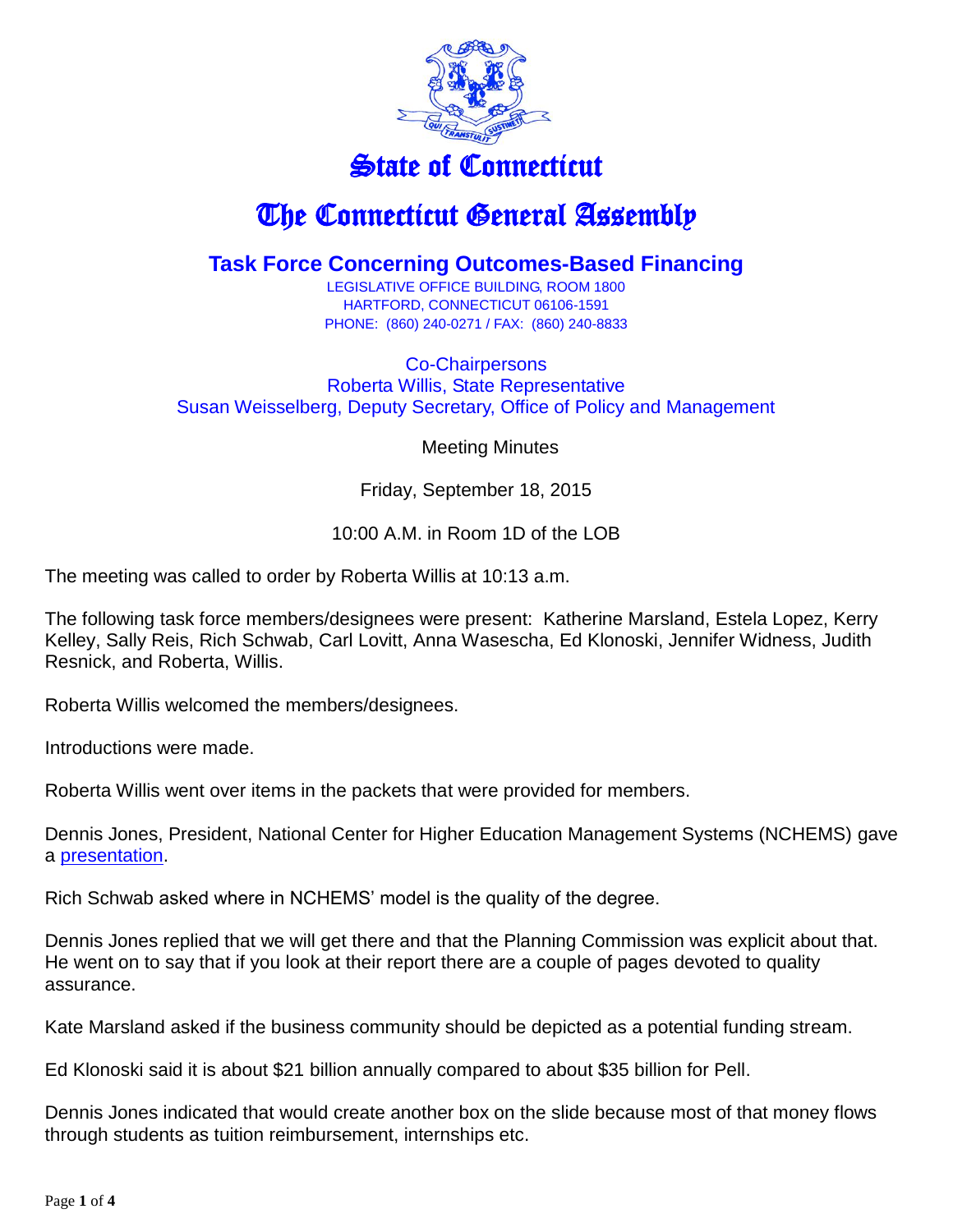# State of Connecticut

# The Connecticut General Assembly

## Task Force Concerning Outcomes-Based Financing

LEGISLATIVE OFFICE BUILDING, ROOM 1800
HARTFORD, CONNECTICUT 06106-1591
PHONE: (860) 240-0271 / FAX: (860) 240-8833

Co-Chairpersons
Roberta Willis, State Representative
Susan Weisselberg, Deputy Secretary, Office of Policy and Management

Meeting Minutes

Friday, September 18, 2015

10:00 A.M. in Room 1D of the LOB

The meeting was called to order by Roberta Willis at 10:13 a.m.

The following task force members/designees were present: Katherine Marsland, Estela Lopez, Kerry Kelley, Sally Reis, Rich Schwab, Carl Lovitt, Anna Wasescha, Ed Klonoski, Jennifer Widness, Judith Resnick, and Roberta, Willis.

Roberta Willis welcomed the members/designees.

Introductions were made.

Roberta Willis went over items in the packets that were provided for members.

Dennis Jones, President, National Center for Higher Education Management Systems (NCHEMS) gave a presentation.

Rich Schwab asked where in NCHEMS' model is the quality of the degree.

Dennis Jones replied that we will get there and that the Planning Commission was explicit about that. He went on to say that if you look at their report there are a couple of pages devoted to quality assurance.

Kate Marsland asked if the business community should be depicted as a potential funding stream.

Ed Klonoski said it is about $21 billion annually compared to about $35 billion for Pell.

Dennis Jones indicated that would create another box on the slide because most of that money flows through students as tuition reimbursement, internships etc.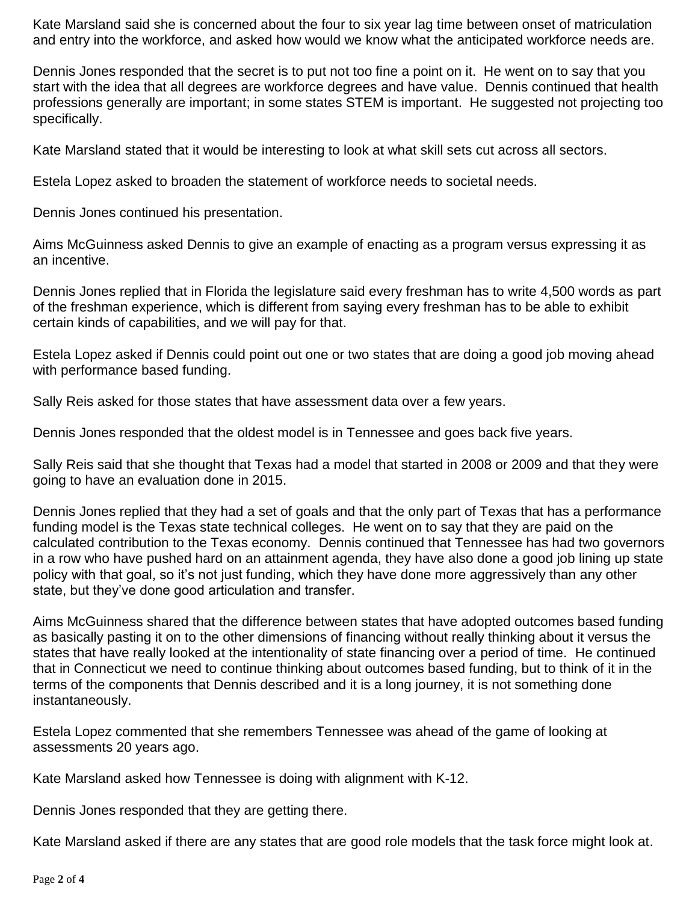Kate Marsland said she is concerned about the four to six year lag time between onset of matriculation and entry into the workforce, and asked how would we know what the anticipated workforce needs are.

Dennis Jones responded that the secret is to put not too fine a point on it. He went on to say that you start with the idea that all degrees are workforce degrees and have value. Dennis continued that health professions generally are important; in some states STEM is important. He suggested not projecting too specifically.

Kate Marsland stated that it would be interesting to look at what skill sets cut across all sectors.

Estela Lopez asked to broaden the statement of workforce needs to societal needs.

Dennis Jones continued his presentation.

Aims McGuinness asked Dennis to give an example of enacting as a program versus expressing it as an incentive.

Dennis Jones replied that in Florida the legislature said every freshman has to write 4,500 words as part of the freshman experience, which is different from saying every freshman has to be able to exhibit certain kinds of capabilities, and we will pay for that.

Estela Lopez asked if Dennis could point out one or two states that are doing a good job moving ahead with performance based funding.

Sally Reis asked for those states that have assessment data over a few years.

Dennis Jones responded that the oldest model is in Tennessee and goes back five years.

Sally Reis said that she thought that Texas had a model that started in 2008 or 2009 and that they were going to have an evaluation done in 2015.

Dennis Jones replied that they had a set of goals and that the only part of Texas that has a performance funding model is the Texas state technical colleges. He went on to say that they are paid on the calculated contribution to the Texas economy. Dennis continued that Tennessee has had two governors in a row who have pushed hard on an attainment agenda, they have also done a good job lining up state policy with that goal, so it's not just funding, which they have done more aggressively than any other state, but they've done good articulation and transfer.

Aims McGuinness shared that the difference between states that have adopted outcomes based funding as basically pasting it on to the other dimensions of financing without really thinking about it versus the states that have really looked at the intentionality of state financing over a period of time. He continued that in Connecticut we need to continue thinking about outcomes based funding, but to think of it in the terms of the components that Dennis described and it is a long journey, it is not something done instantaneously.

Estela Lopez commented that she remembers Tennessee was ahead of the game of looking at assessments 20 years ago.

Kate Marsland asked how Tennessee is doing with alignment with K-12.

Dennis Jones responded that they are getting there.

Kate Marsland asked if there are any states that are good role models that the task force might look at.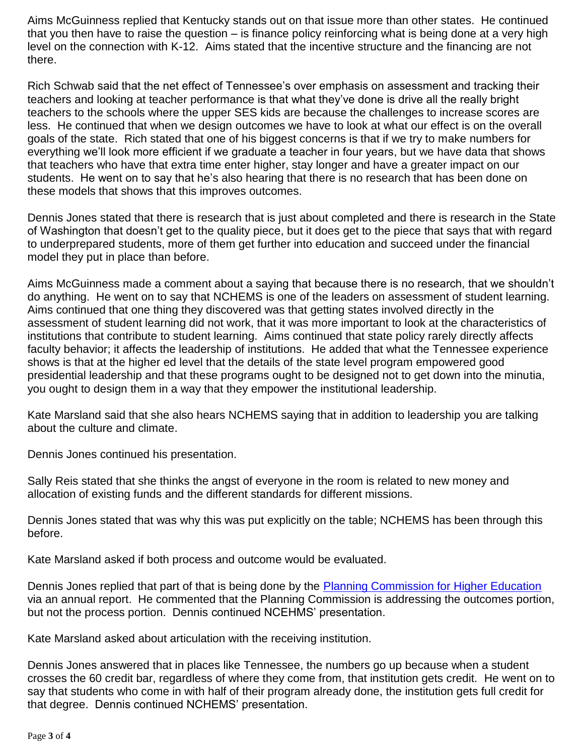Aims McGuinness replied that Kentucky stands out on that issue more than other states. He continued that you then have to raise the question – is finance policy reinforcing what is being done at a very high level on the connection with K-12. Aims stated that the incentive structure and the financing are not there.

Rich Schwab said that the net effect of Tennessee's over emphasis on assessment and tracking their teachers and looking at teacher performance is that what they've done is drive all the really bright teachers to the schools where the upper SES kids are because the challenges to increase scores are less. He continued that when we design outcomes we have to look at what our effect is on the overall goals of the state. Rich stated that one of his biggest concerns is that if we try to make numbers for everything we'll look more efficient if we graduate a teacher in four years, but we have data that shows that teachers who have that extra time enter higher, stay longer and have a greater impact on our students. He went on to say that he's also hearing that there is no research that has been done on these models that shows that this improves outcomes.

Dennis Jones stated that there is research that is just about completed and there is research in the State of Washington that doesn't get to the quality piece, but it does get to the piece that says that with regard to underprepared students, more of them get further into education and succeed under the financial model they put in place than before.

Aims McGuinness made a comment about a saying that because there is no research, that we shouldn't do anything. He went on to say that NCHEMS is one of the leaders on assessment of student learning. Aims continued that one thing they discovered was that getting states involved directly in the assessment of student learning did not work, that it was more important to look at the characteristics of institutions that contribute to student learning. Aims continued that state policy rarely directly affects faculty behavior; it affects the leadership of institutions. He added that what the Tennessee experience shows is that at the higher ed level that the details of the state level program empowered good presidential leadership and that these programs ought to be designed not to get down into the minutia, you ought to design them in a way that they empower the institutional leadership.

Kate Marsland said that she also hears NCHEMS saying that in addition to leadership you are talking about the culture and climate.

Dennis Jones continued his presentation.

Sally Reis stated that she thinks the angst of everyone in the room is related to new money and allocation of existing funds and the different standards for different missions.

Dennis Jones stated that was why this was put explicitly on the table; NCHEMS has been through this before.

Kate Marsland asked if both process and outcome would be evaluated.

Dennis Jones replied that part of that is being done by the [Planning Commission for Higher Education] via an annual report. He commented that the Planning Commission is addressing the outcomes portion, but not the process portion. Dennis continued NCEHMS' presentation.

Kate Marsland asked about articulation with the receiving institution.

Dennis Jones answered that in places like Tennessee, the numbers go up because when a student crosses the 60 credit bar, regardless of where they come from, that institution gets credit. He went on to say that students who come in with half of their program already done, the institution gets full credit for that degree. Dennis continued NCHEMS' presentation.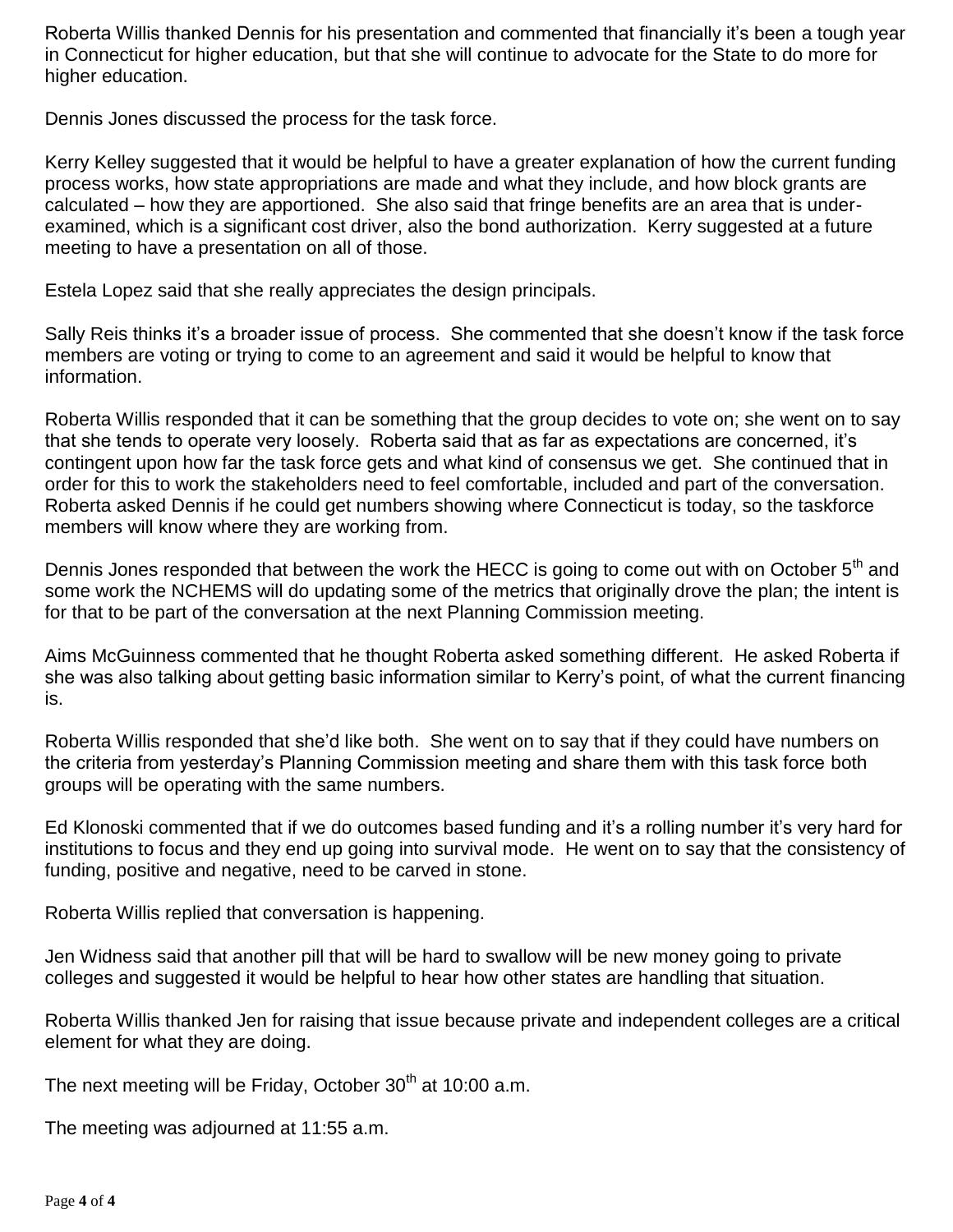Roberta Willis thanked Dennis for his presentation and commented that financially it's been a tough year in Connecticut for higher education, but that she will continue to advocate for the State to do more for higher education.

Dennis Jones discussed the process for the task force.

Kerry Kelley suggested that it would be helpful to have a greater explanation of how the current funding process works, how state appropriations are made and what they include, and how block grants are calculated – how they are apportioned. She also said that fringe benefits are an area that is under-examined, which is a significant cost driver, also the bond authorization. Kerry suggested at a future meeting to have a presentation on all of those.

Estela Lopez said that she really appreciates the design principals.

Sally Reis thinks it's a broader issue of process. She commented that she doesn't know if the task force members are voting or trying to come to an agreement and said it would be helpful to know that information.

Roberta Willis responded that it can be something that the group decides to vote on; she went on to say that she tends to operate very loosely. Roberta said that as far as expectations are concerned, it's contingent upon how far the task force gets and what kind of consensus we get. She continued that in order for this to work the stakeholders need to feel comfortable, included and part of the conversation. Roberta asked Dennis if he could get numbers showing where Connecticut is today, so the taskforce members will know where they are working from.

Dennis Jones responded that between the work the HECC is going to come out with on October 5th and some work the NCHEMS will do updating some of the metrics that originally drove the plan; the intent is for that to be part of the conversation at the next Planning Commission meeting.

Aims McGuinness commented that he thought Roberta asked something different. He asked Roberta if she was also talking about getting basic information similar to Kerry's point, of what the current financing is.

Roberta Willis responded that she'd like both. She went on to say that if they could have numbers on the criteria from yesterday's Planning Commission meeting and share them with this task force both groups will be operating with the same numbers.

Ed Klonoski commented that if we do outcomes based funding and it's a rolling number it's very hard for institutions to focus and they end up going into survival mode. He went on to say that the consistency of funding, positive and negative, need to be carved in stone.

Roberta Willis replied that conversation is happening.

Jen Widness said that another pill that will be hard to swallow will be new money going to private colleges and suggested it would be helpful to hear how other states are handling that situation.

Roberta Willis thanked Jen for raising that issue because private and independent colleges are a critical element for what they are doing.

The next meeting will be Friday, October 30th at 10:00 a.m.

The meeting was adjourned at 11:55 a.m.